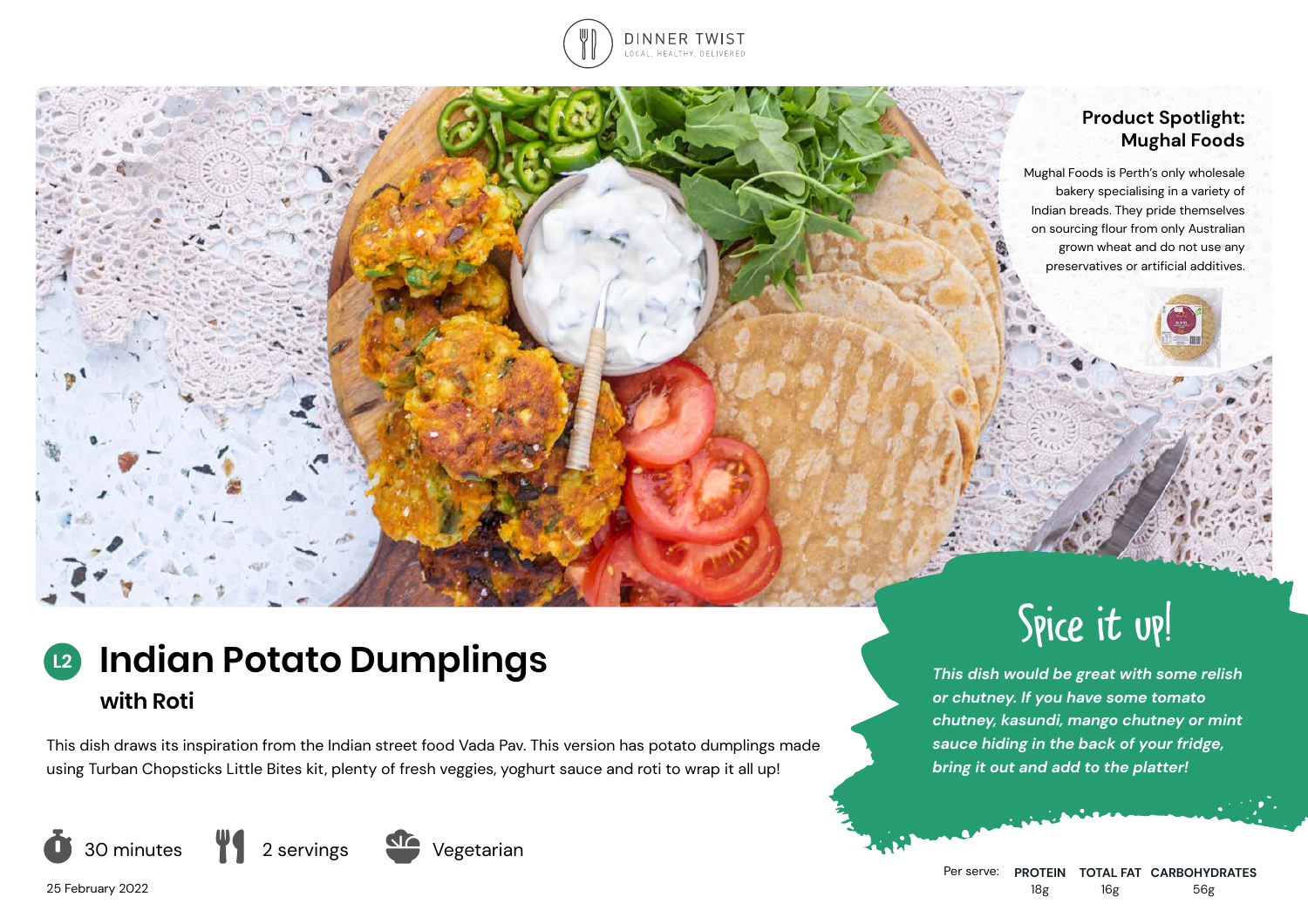DINNER TWIST

LOCAL. HEALTHY. DELIVERED

## Product Spotlight: Mughal Foods

Mughal Foods is Perth's only wholesale bakery specialising in a variety of Indian breads. They pride themselves on sourcing flour from only Australian grown wheat and do not use any preservatives or artificial additives.

# L2 Indian Potato Dumplings

### with Roti

This dish draws its inspiration from the Indian street food Vada Pav. This version has potato dumplings made using Turban Chopsticks Little Bites kit, plenty of fresh veggies, yoghurt sauce and roti to wrap it all up!

30 minutes | 2 servings | Vegetarian

25 February 2022

## Spice it up!

*This dish would be great with some relish or chutney. If you have some tomato chutney, kasundi, mango chutney or mint sauce hiding in the back of your fridge, bring it out and add to the platter!*

| Per serve: | PROTEIN | TOTAL FAT | CARBOHYDRATES |
|---|---|---|---|
| | 18g | 16g | 56g |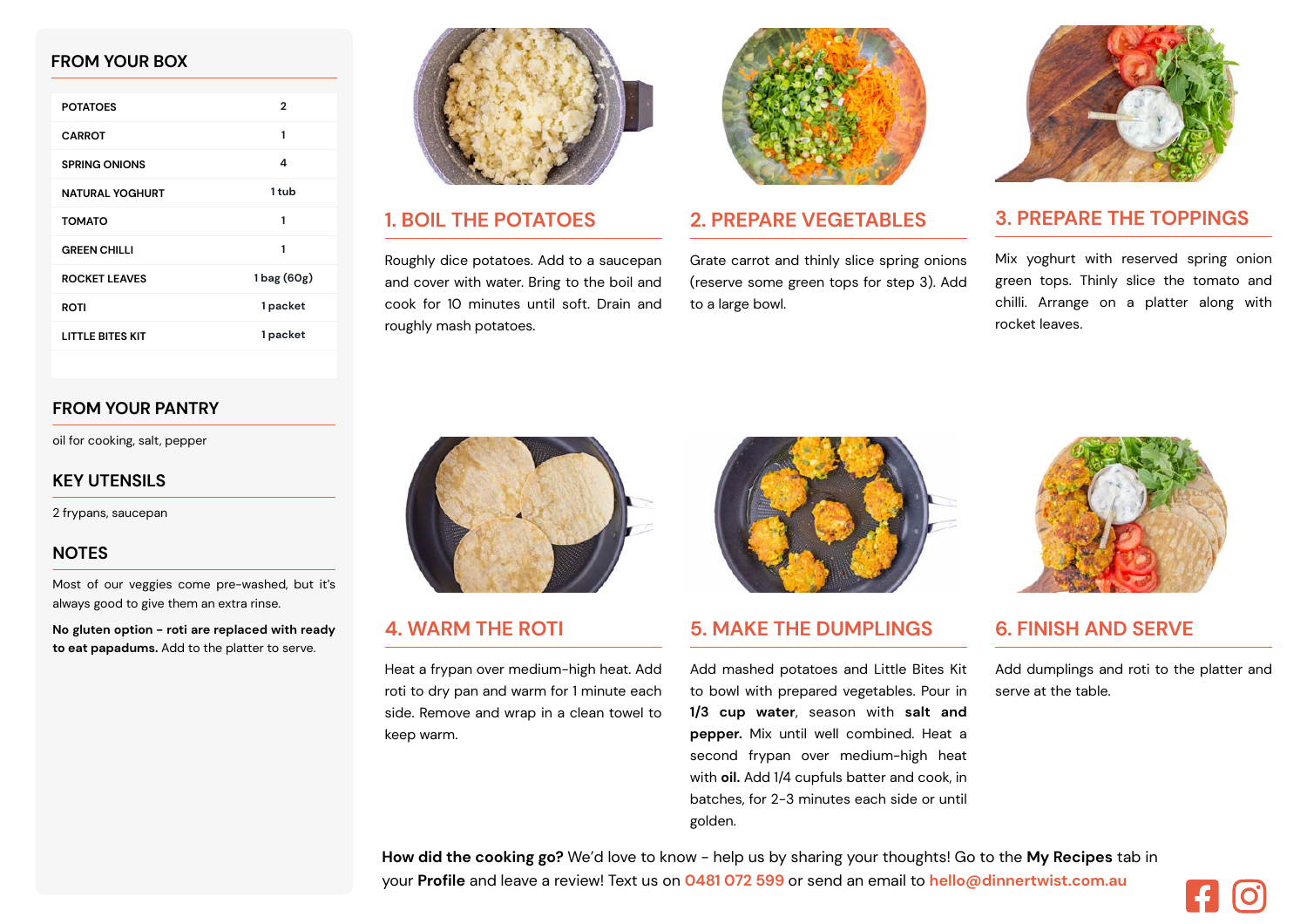## FROM YOUR BOX

| | |
|---|---|
| POTATOES | 2 |
| CARROT | 1 |
| SPRING ONIONS | 4 |
| NATURAL YOGHURT | 1 tub |
| TOMATO | 1 |
| GREEN CHILLI | 1 |
| ROCKET LEAVES | 1 bag (60g) |
| ROTI | 1 packet |
| LITTLE BITES KIT | 1 packet |

## FROM YOUR PANTRY

oil for cooking, salt, pepper

## KEY UTENSILS

2 frypans, saucepan

## NOTES

Most of our veggies come pre-washed, but it's always good to give them an extra rinse.

**No gluten option - roti are replaced with ready to eat papadums.** Add to the platter to serve.

## 1. BOIL THE POTATOES

Roughly dice potatoes. Add to a saucepan and cover with water. Bring to the boil and cook for 10 minutes until soft. Drain and roughly mash potatoes.

## 2. PREPARE VEGETABLES

Grate carrot and thinly slice spring onions (reserve some green tops for step 3). Add to a large bowl.

## 3. PREPARE THE TOPPINGS

Mix yoghurt with reserved spring onion green tops. Thinly slice the tomato and chilli. Arrange on a platter along with rocket leaves.

## 4. WARM THE ROTI

Heat a frypan over medium-high heat. Add roti to dry pan and warm for 1 minute each side. Remove and wrap in a clean towel to keep warm.

## 5. MAKE THE DUMPLINGS

Add mashed potatoes and Little Bites Kit to bowl with prepared vegetables. Pour in **1/3 cup water**, season with **salt and pepper.** Mix until well combined. Heat a second frypan over medium-high heat with **oil.** Add 1/4 cupfuls batter and cook, in batches, for 2-3 minutes each side or until golden.

## 6. FINISH AND SERVE

Add dumplings and roti to the platter and serve at the table.

**How did the cooking go?** We'd love to know - help us by sharing your thoughts! Go to the **My Recipes** tab in your **Profile** and leave a review! Text us on 0481 072 599 or send an email to hello@dinnertwist.com.au